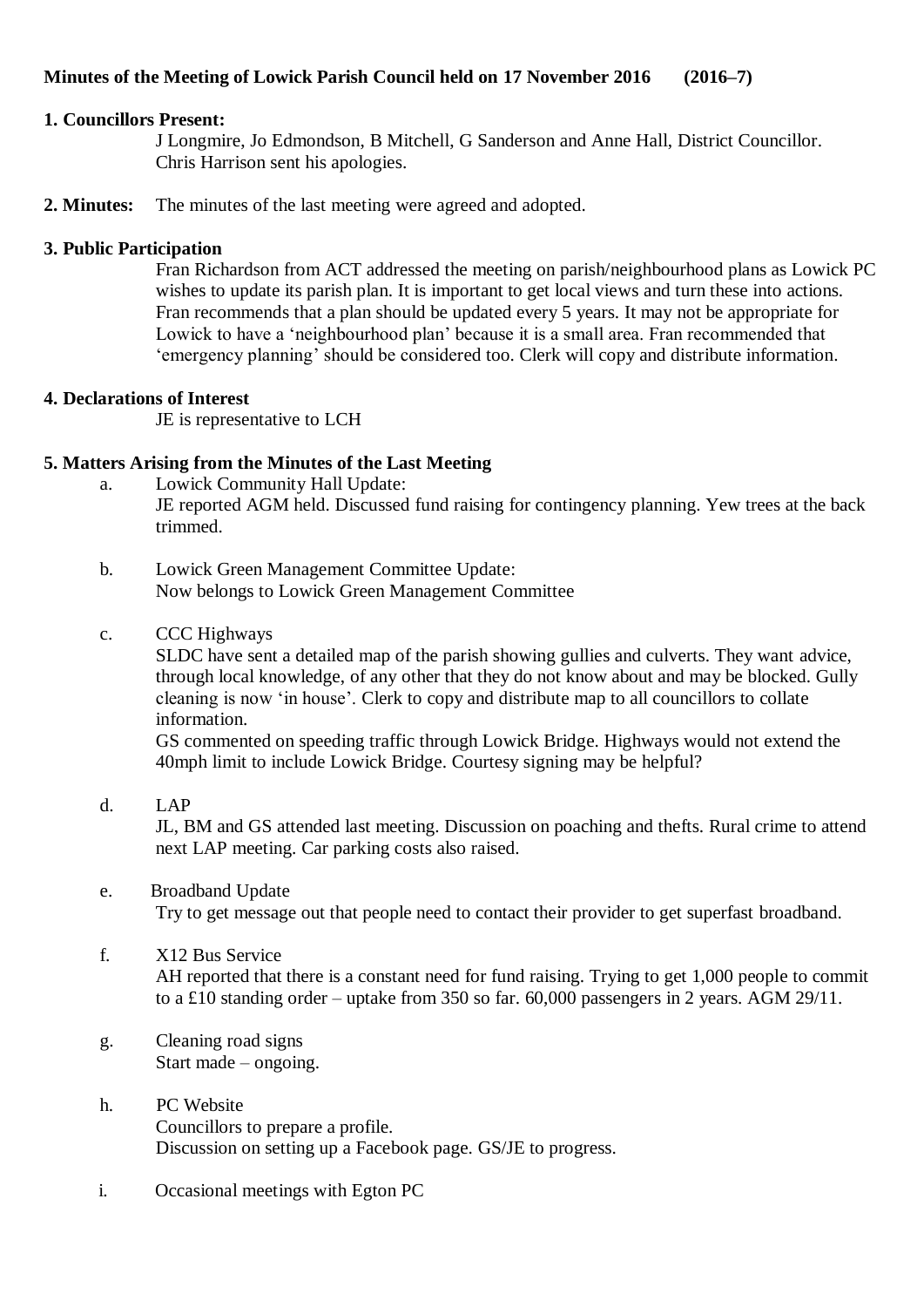**Minutes of the Meeting of Lowick Parish Council held on 17 November 2016 (2016–7)**

**1. Councillors Present:**

J Longmire, Jo Edmondson, B Mitchell, G Sanderson and Anne Hall, District Councillor. Chris Harrison sent his apologies.

**2. Minutes:** The minutes of the last meeting were agreed and adopted.

**3. Public Participation**

Fran Richardson from ACT addressed the meeting on parish/neighbourhood plans as Lowick PC wishes to update its parish plan. It is important to get local views and turn these into actions. Fran recommends that a plan should be updated every 5 years. It may not be appropriate for Lowick to have a 'neighbourhood plan' because it is a small area. Fran recommended that 'emergency planning' should be considered too. Clerk will copy and distribute information.

**4. Declarations of Interest**

JE is representative to LCH

**5. Matters Arising from the Minutes of the Last Meeting**

a. Lowick Community Hall Update:
JE reported AGM held. Discussed fund raising for contingency planning. Yew trees at the back trimmed.

b. Lowick Green Management Committee Update:
Now belongs to Lowick Green Management Committee

c. CCC Highways
SLDC have sent a detailed map of the parish showing gullies and culverts. They want advice, through local knowledge, of any other that they do not know about and may be blocked. Gully cleaning is now 'in house'. Clerk to copy and distribute map to all councillors to collate information.
GS commented on speeding traffic through Lowick Bridge. Highways would not extend the 40mph limit to include Lowick Bridge. Courtesy signing may be helpful?

d. LAP
JL, BM and GS attended last meeting. Discussion on poaching and thefts. Rural crime to attend next LAP meeting. Car parking costs also raised.

e. Broadband Update
Try to get message out that people need to contact their provider to get superfast broadband.

f. X12 Bus Service
AH reported that there is a constant need for fund raising. Trying to get 1,000 people to commit to a £10 standing order – uptake from 350 so far. 60,000 passengers in 2 years. AGM 29/11.

g. Cleaning road signs
Start made – ongoing.

h. PC Website
Councillors to prepare a profile.
Discussion on setting up a Facebook page. GS/JE to progress.

i. Occasional meetings with Egton PC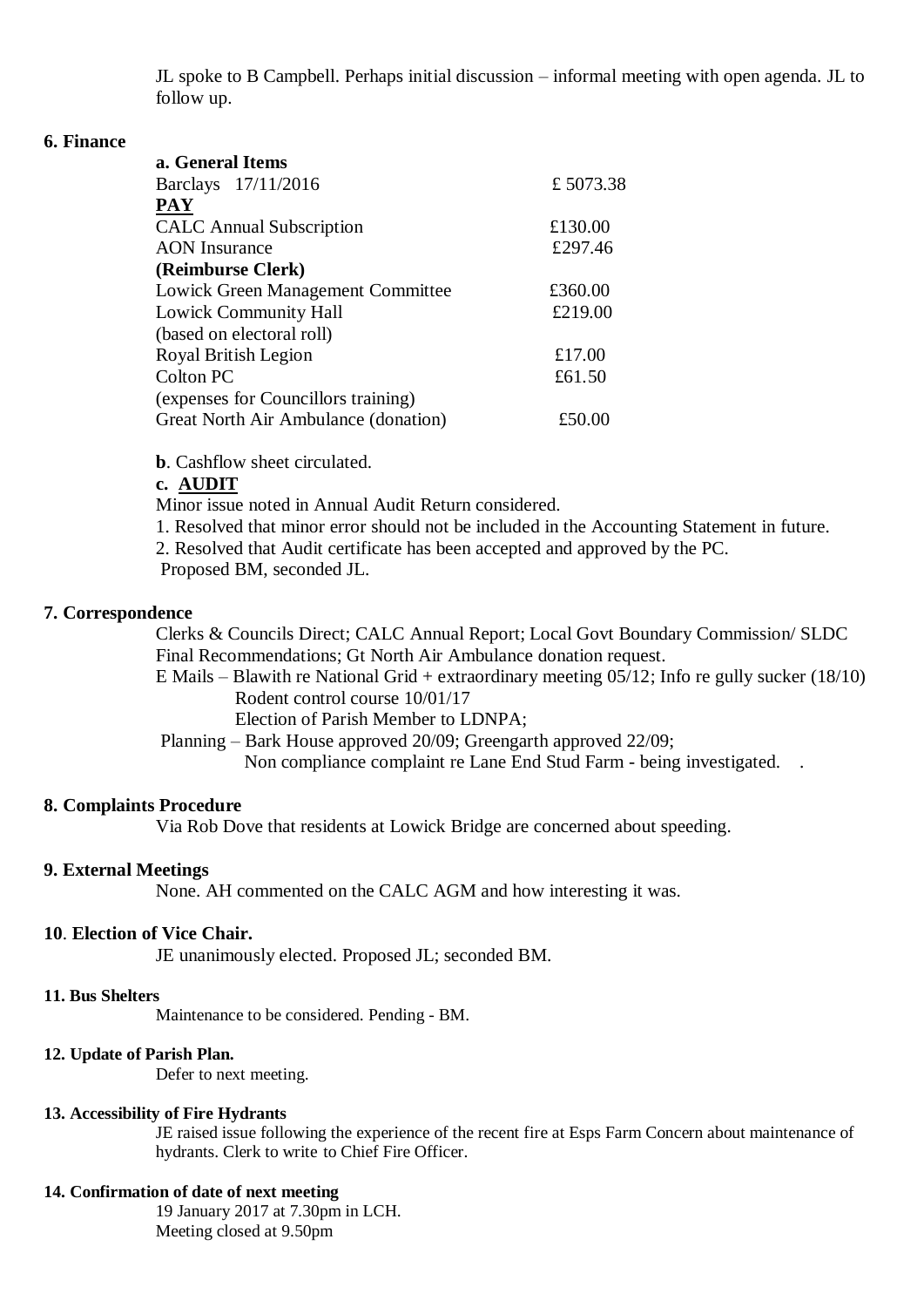JL spoke to B Campbell. Perhaps initial discussion – informal meeting with open agenda. JL to follow up.

**6. Finance**

**a. General Items**

| | |
|---|---|
| Barclays 17/11/2016 | £ 5073.38 |
| **PAY** | |
| CALC Annual Subscription | £130.00 |
| AON Insurance | £297.46 |
| **(Reimburse Clerk)** | |
| Lowick Green Management Committee | £360.00 |
| Lowick Community Hall | £219.00 |
| (based on electoral roll) | |
| Royal British Legion | £17.00 |
| Colton PC | £61.50 |
| (expenses for Councillors training) | |
| Great North Air Ambulance (donation) | £50.00 |

**b**. Cashflow sheet circulated.

**c. AUDIT**

Minor issue noted in Annual Audit Return considered.

1. Resolved that minor error should not be included in the Accounting Statement in future.
2. Resolved that Audit certificate has been accepted and approved by the PC.

Proposed BM, seconded JL.

**7. Correspondence**

Clerks & Councils Direct; CALC Annual Report; Local Govt Boundary Commission/ SLDC Final Recommendations; Gt North Air Ambulance donation request.

E Mails – Blawith re National Grid + extraordinary meeting 05/12; Info re gully sucker (18/10)
Rodent control course 10/01/17
Election of Parish Member to LDNPA;

Planning – Bark House approved 20/09; Greengarth approved 22/09;
Non compliance complaint re Lane End Stud Farm - being investigated. .

**8. Complaints Procedure**

Via Rob Dove that residents at Lowick Bridge are concerned about speeding.

**9. External Meetings**

None. AH commented on the CALC AGM and how interesting it was.

**10. Election of Vice Chair.**

JE unanimously elected. Proposed JL; seconded BM.

**11. Bus Shelters**

Maintenance to be considered. Pending - BM.

**12. Update of Parish Plan.**

Defer to next meeting.

**13. Accessibility of Fire Hydrants**

JE raised issue following the experience of the recent fire at Esps Farm Concern about maintenance of hydrants. Clerk to write to Chief Fire Officer.

**14. Confirmation of date of next meeting**

19 January 2017 at 7.30pm in LCH.
Meeting closed at 9.50pm